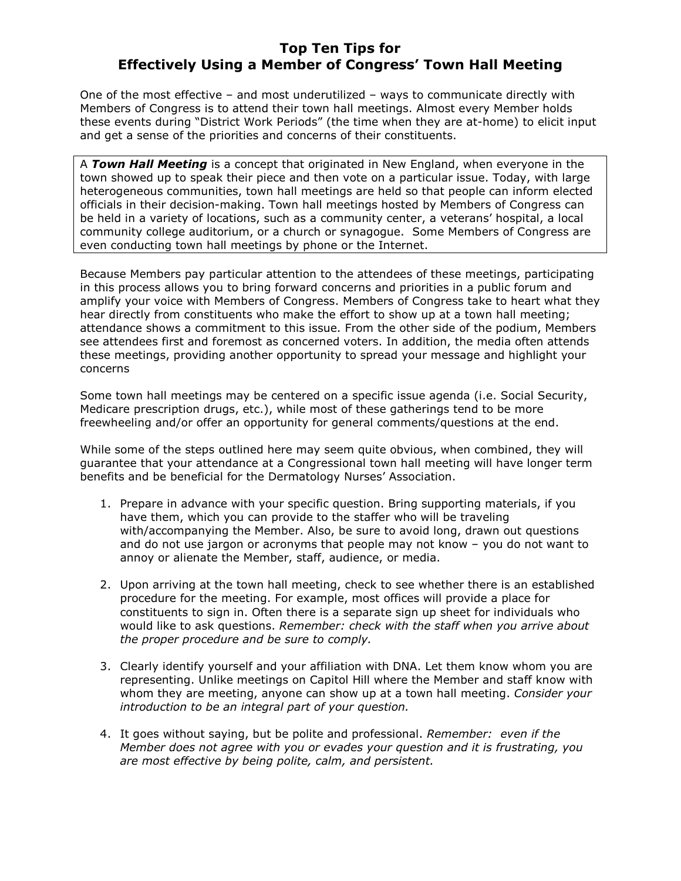# Top Ten Tips for Effectively Using a Member of Congress' Town Hall Meeting

One of the most effective – and most underutilized – ways to communicate directly with Members of Congress is to attend their town hall meetings. Almost every Member holds these events during "District Work Periods" (the time when they are at-home) to elicit input and get a sense of the priorities and concerns of their constituents.

> A ***Town Hall Meeting*** is a concept that originated in New England, when everyone in the town showed up to speak their piece and then vote on a particular issue. Today, with large heterogeneous communities, town hall meetings are held so that people can inform elected officials in their decision-making. Town hall meetings hosted by Members of Congress can be held in a variety of locations, such as a community center, a veterans' hospital, a local community college auditorium, or a church or synagogue. Some Members of Congress are even conducting town hall meetings by phone or the Internet.

Because Members pay particular attention to the attendees of these meetings, participating in this process allows you to bring forward concerns and priorities in a public forum and amplify your voice with Members of Congress. Members of Congress take to heart what they hear directly from constituents who make the effort to show up at a town hall meeting; attendance shows a commitment to this issue. From the other side of the podium, Members see attendees first and foremost as concerned voters. In addition, the media often attends these meetings, providing another opportunity to spread your message and highlight your concerns

Some town hall meetings may be centered on a specific issue agenda (i.e. Social Security, Medicare prescription drugs, etc.), while most of these gatherings tend to be more freewheeling and/or offer an opportunity for general comments/questions at the end.

While some of the steps outlined here may seem quite obvious, when combined, they will guarantee that your attendance at a Congressional town hall meeting will have longer term benefits and be beneficial for the Dermatology Nurses' Association.

1. Prepare in advance with your specific question. Bring supporting materials, if you have them, which you can provide to the staffer who will be traveling with/accompanying the Member. Also, be sure to avoid long, drawn out questions and do not use jargon or acronyms that people may not know – you do not want to annoy or alienate the Member, staff, audience, or media.

2. Upon arriving at the town hall meeting, check to see whether there is an established procedure for the meeting. For example, most offices will provide a place for constituents to sign in. Often there is a separate sign up sheet for individuals who would like to ask questions. *Remember: check with the staff when you arrive about the proper procedure and be sure to comply.*

3. Clearly identify yourself and your affiliation with DNA. Let them know whom you are representing. Unlike meetings on Capitol Hill where the Member and staff know with whom they are meeting, anyone can show up at a town hall meeting. *Consider your introduction to be an integral part of your question.*

4. It goes without saying, but be polite and professional. *Remember: even if the Member does not agree with you or evades your question and it is frustrating, you are most effective by being polite, calm, and persistent.*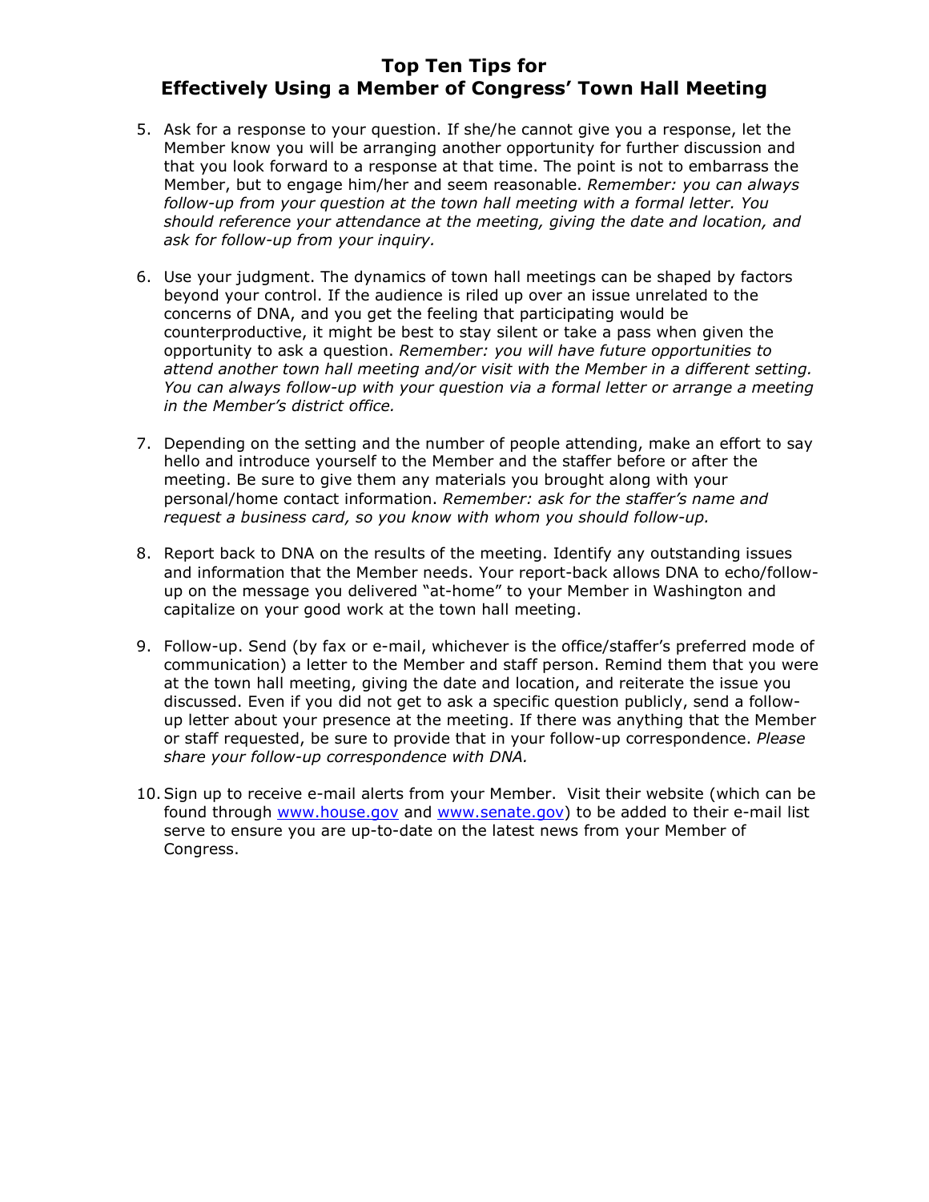## Top Ten Tips for Effectively Using a Member of Congress' Town Hall Meeting

5. Ask for a response to your question. If she/he cannot give you a response, let the Member know you will be arranging another opportunity for further discussion and that you look forward to a response at that time. The point is not to embarrass the Member, but to engage him/her and seem reasonable. *Remember: you can always follow-up from your question at the town hall meeting with a formal letter. You should reference your attendance at the meeting, giving the date and location, and ask for follow-up from your inquiry.*

6. Use your judgment. The dynamics of town hall meetings can be shaped by factors beyond your control. If the audience is riled up over an issue unrelated to the concerns of DNA, and you get the feeling that participating would be counterproductive, it might be best to stay silent or take a pass when given the opportunity to ask a question. *Remember: you will have future opportunities to attend another town hall meeting and/or visit with the Member in a different setting. You can always follow-up with your question via a formal letter or arrange a meeting in the Member's district office.*

7. Depending on the setting and the number of people attending, make an effort to say hello and introduce yourself to the Member and the staffer before or after the meeting. Be sure to give them any materials you brought along with your personal/home contact information. *Remember: ask for the staffer's name and request a business card, so you know with whom you should follow-up.*

8. Report back to DNA on the results of the meeting. Identify any outstanding issues and information that the Member needs. Your report-back allows DNA to echo/follow-up on the message you delivered "at-home" to your Member in Washington and capitalize on your good work at the town hall meeting.

9. Follow-up. Send (by fax or e-mail, whichever is the office/staffer's preferred mode of communication) a letter to the Member and staff person. Remind them that you were at the town hall meeting, giving the date and location, and reiterate the issue you discussed. Even if you did not get to ask a specific question publicly, send a follow-up letter about your presence at the meeting. If there was anything that the Member or staff requested, be sure to provide that in your follow-up correspondence. *Please share your follow-up correspondence with DNA.*

10. Sign up to receive e-mail alerts from your Member. Visit their website (which can be found through [www.house.gov](http://www.house.gov) and [www.senate.gov](http://www.senate.gov)) to be added to their e-mail list serve to ensure you are up-to-date on the latest news from your Member of Congress.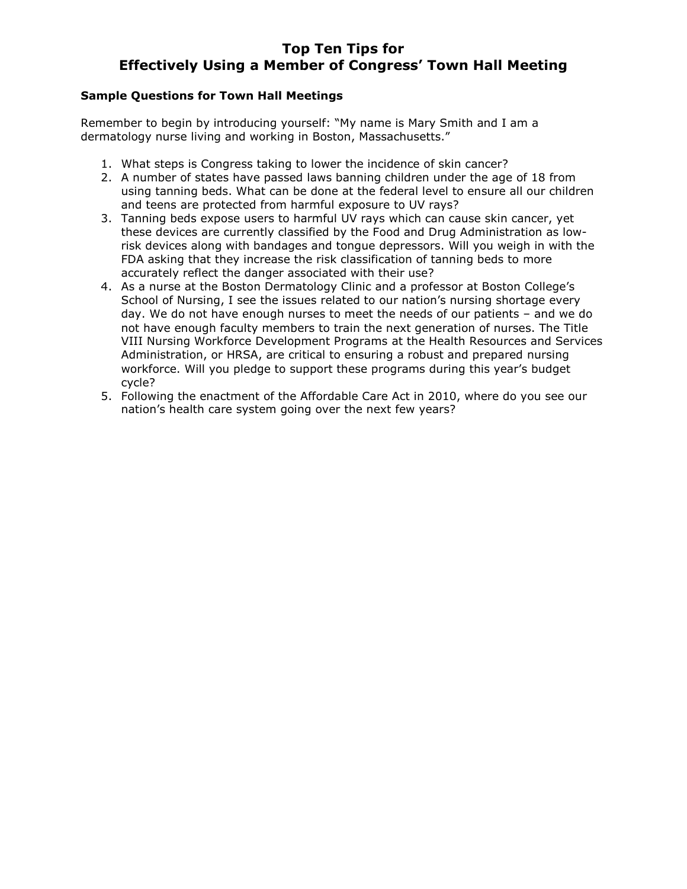# Top Ten Tips for Effectively Using a Member of Congress' Town Hall Meeting

### Sample Questions for Town Hall Meetings

Remember to begin by introducing yourself: "My name is Mary Smith and I am a dermatology nurse living and working in Boston, Massachusetts."

1. What steps is Congress taking to lower the incidence of skin cancer?
2. A number of states have passed laws banning children under the age of 18 from using tanning beds. What can be done at the federal level to ensure all our children and teens are protected from harmful exposure to UV rays?
3. Tanning beds expose users to harmful UV rays which can cause skin cancer, yet these devices are currently classified by the Food and Drug Administration as low-risk devices along with bandages and tongue depressors. Will you weigh in with the FDA asking that they increase the risk classification of tanning beds to more accurately reflect the danger associated with their use?
4. As a nurse at the Boston Dermatology Clinic and a professor at Boston College's School of Nursing, I see the issues related to our nation's nursing shortage every day. We do not have enough nurses to meet the needs of our patients – and we do not have enough faculty members to train the next generation of nurses. The Title VIII Nursing Workforce Development Programs at the Health Resources and Services Administration, or HRSA, are critical to ensuring a robust and prepared nursing workforce. Will you pledge to support these programs during this year's budget cycle?
5. Following the enactment of the Affordable Care Act in 2010, where do you see our nation's health care system going over the next few years?